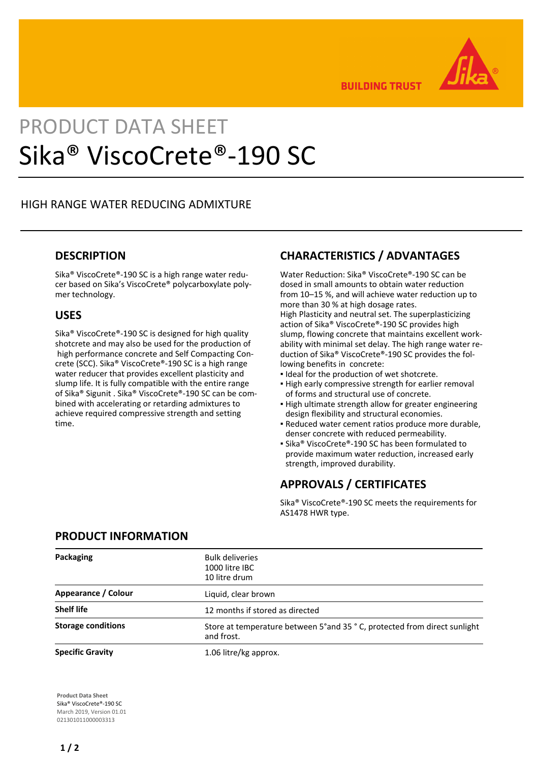BUILDING TRUST

PRODUCT DATA SHEET

# Sika® ViscoCrete®-190 SC

HIGH RANGE WATER REDUCING ADMIXTURE

## DESCRIPTION

Sika® ViscoCrete®-190 SC is a high range water reducer based on Sika's ViscoCrete® polycarboxylate polymer technology.

## USES

Sika® ViscoCrete®-190 SC is designed for high quality shotcrete and may also be used for the production of high performance concrete and Self Compacting Concrete (SCC). Sika® ViscoCrete®-190 SC is a high range water reducer that provides excellent plasticity and slump life. It is fully compatible with the entire range of Sika® Sigunit . Sika® ViscoCrete®-190 SC can be combined with accelerating or retarding admixtures to achieve required compressive strength and setting time.

## CHARACTERISTICS / ADVANTAGES

Water Reduction: Sika® ViscoCrete®-190 SC can be dosed in small amounts to obtain water reduction from 10–15 %, and will achieve water reduction up to more than 30 % at high dosage rates.
High Plasticity and neutral set. The superplasticizing action of Sika® ViscoCrete®-190 SC provides high slump, flowing concrete that maintains excellent workability with minimal set delay. The high range water reduction of Sika® ViscoCrete®-190 SC provides the following benefits in concrete:

- Ideal for the production of wet shotcrete.
- High early compressive strength for earlier removal of forms and structural use of concrete.
- High ultimate strength allow for greater engineering design flexibility and structural economies.
- Reduced water cement ratios produce more durable, denser concrete with reduced permeability.
- Sika® ViscoCrete®-190 SC has been formulated to provide maximum water reduction, increased early strength, improved durability.

## APPROVALS / CERTIFICATES

Sika® ViscoCrete®-190 SC meets the requirements for AS1478 HWR type.

## PRODUCT INFORMATION

| | |
|---|---|
| **Packaging** | Bulk deliveries<br>1000 litre IBC<br>10 litre drum |
| **Appearance / Colour** | Liquid, clear brown |
| **Shelf life** | 12 months if stored as directed |
| **Storage conditions** | Store at temperature between 5°and 35 ° C, protected from direct sunlight and frost. |
| **Specific Gravity** | 1.06 litre/kg approx. |

**Product Data Sheet**
Sika® ViscoCrete®-190 SC
March 2019, Version 01.01
021301011000003313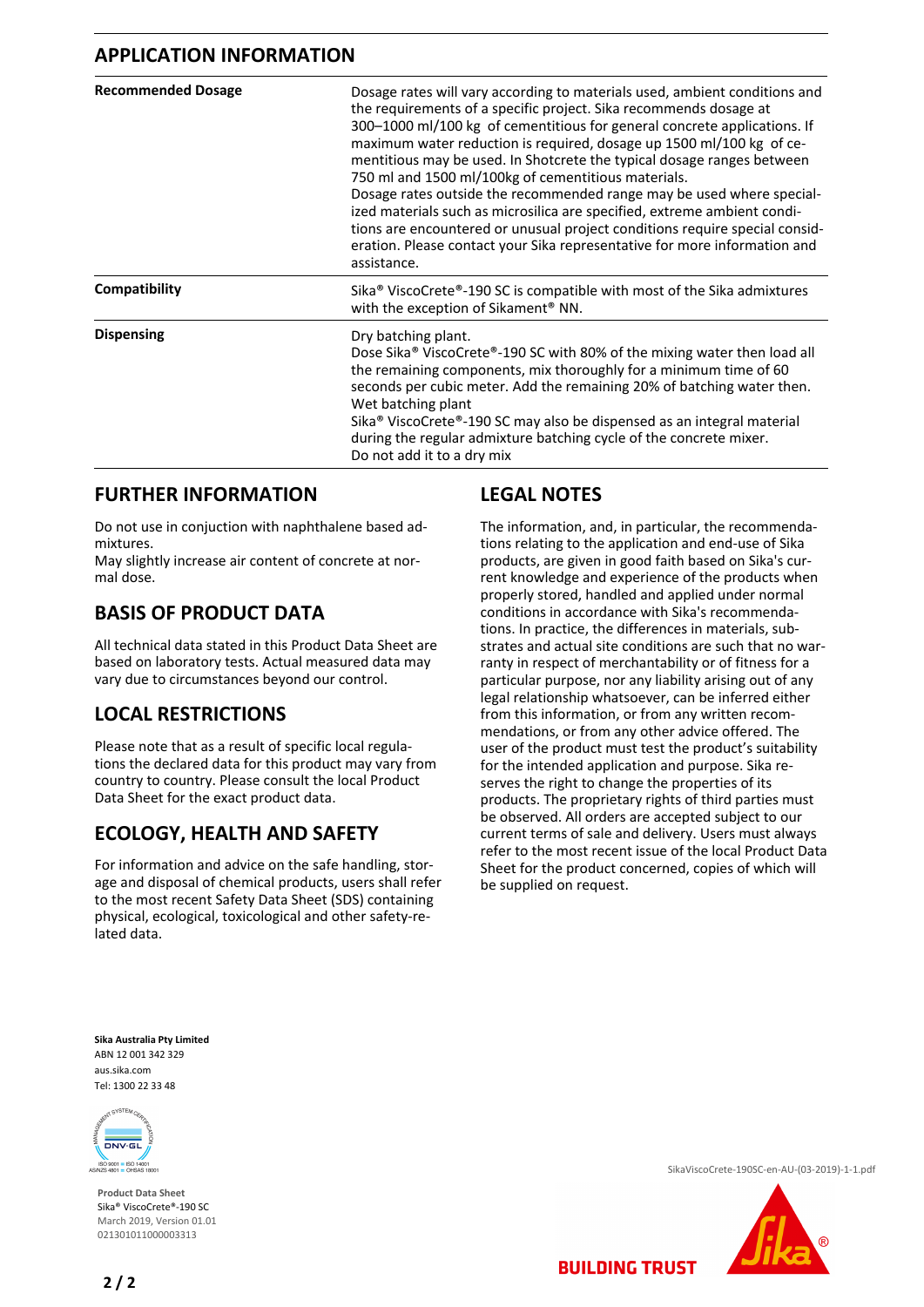## APPLICATION INFORMATION

| | |
|---|---|
| **Recommended Dosage** | Dosage rates will vary according to materials used, ambient conditions and the requirements of a specific project. Sika recommends dosage at 300–1000 ml/100 kg of cementitious for general concrete applications. If maximum water reduction is required, dosage up 1500 ml/100 kg of cementitious may be used. In Shotcrete the typical dosage ranges between 750 ml and 1500 ml/100kg of cementitious materials.<br>Dosage rates outside the recommended range may be used where specialized materials such as microsilica are specified, extreme ambient conditions are encountered or unusual project conditions require special consideration. Please contact your Sika representative for more information and assistance. |
| **Compatibility** | Sika® ViscoCrete®-190 SC is compatible with most of the Sika admixtures with the exception of Sikament® NN. |
| **Dispensing** | Dry batching plant.<br>Dose Sika® ViscoCrete®-190 SC with 80% of the mixing water then load all the remaining components, mix thoroughly for a minimum time of 60 seconds per cubic meter. Add the remaining 20% of batching water then.<br>Wet batching plant<br>Sika® ViscoCrete®-190 SC may also be dispensed as an integral material during the regular admixture batching cycle of the concrete mixer.<br>Do not add it to a dry mix |

## FURTHER INFORMATION

Do not use in conjuction with naphthalene based admixtures.
May slightly increase air content of concrete at normal dose.

## BASIS OF PRODUCT DATA

All technical data stated in this Product Data Sheet are based on laboratory tests. Actual measured data may vary due to circumstances beyond our control.

## LOCAL RESTRICTIONS

Please note that as a result of specific local regulations the declared data for this product may vary from country to country. Please consult the local Product Data Sheet for the exact product data.

## ECOLOGY, HEALTH AND SAFETY

For information and advice on the safe handling, storage and disposal of chemical products, users shall refer to the most recent Safety Data Sheet (SDS) containing physical, ecological, toxicological and other safety-related data.

## LEGAL NOTES

The information, and, in particular, the recommendations relating to the application and end-use of Sika products, are given in good faith based on Sika's current knowledge and experience of the products when properly stored, handled and applied under normal conditions in accordance with Sika's recommendations. In practice, the differences in materials, substrates and actual site conditions are such that no warranty in respect of merchantability or of fitness for a particular purpose, nor any liability arising out of any legal relationship whatsoever, can be inferred either from this information, or from any written recommendations, or from any other advice offered. The user of the product must test the product's suitability for the intended application and purpose. Sika reserves the right to change the properties of its products. The proprietary rights of third parties must be observed. All orders are accepted subject to our current terms of sale and delivery. Users must always refer to the most recent issue of the local Product Data Sheet for the product concerned, copies of which will be supplied on request.

**Sika Australia Pty Limited**
ABN 12 001 342 329
aus.sika.com
Tel: 1300 22 33 48

**Product Data Sheet**
Sika® ViscoCrete®-190 SC
March 2019, Version 01.01
021301011000003313

SikaViscoCrete-190SC-en-AU-(03-2019)-1-1.pdf

BUILDING TRUST